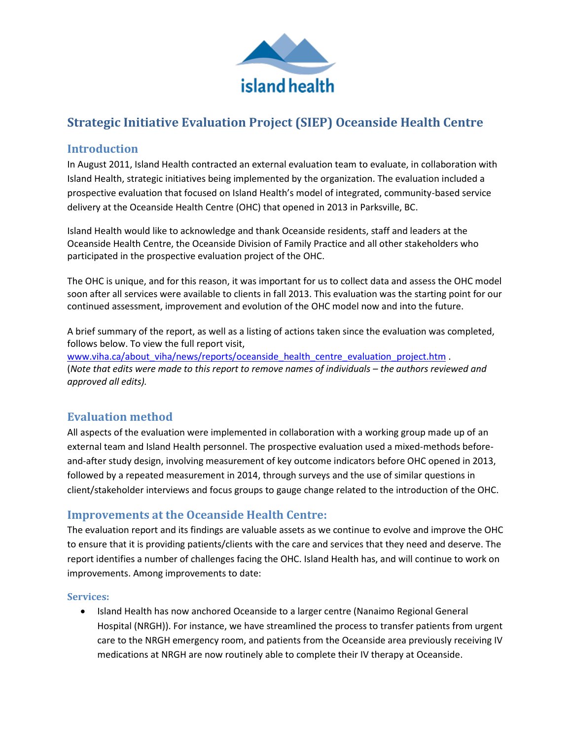island health

# Strategic Initiative Evaluation Project (SIEP) Oceanside Health Centre

## Introduction

In August 2011, Island Health contracted an external evaluation team to evaluate, in collaboration with Island Health, strategic initiatives being implemented by the organization. The evaluation included a prospective evaluation that focused on Island Health's model of integrated, community-based service delivery at the Oceanside Health Centre (OHC) that opened in 2013 in Parksville, BC.

Island Health would like to acknowledge and thank Oceanside residents, staff and leaders at the Oceanside Health Centre, the Oceanside Division of Family Practice and all other stakeholders who participated in the prospective evaluation project of the OHC.

The OHC is unique, and for this reason, it was important for us to collect data and assess the OHC model soon after all services were available to clients in fall 2013. This evaluation was the starting point for our continued assessment, improvement and evolution of the OHC model now and into the future.

A brief summary of the report, as well as a listing of actions taken since the evaluation was completed, follows below. To view the full report visit, [www.viha.ca/about_viha/news/reports/oceanside_health_centre_evaluation_project.htm](www.viha.ca/about_viha/news/reports/oceanside_health_centre_evaluation_project.htm) . (*Note that edits were made to this report to remove names of individuals – the authors reviewed and approved all edits).*

## Evaluation method

All aspects of the evaluation were implemented in collaboration with a working group made up of an external team and Island Health personnel. The prospective evaluation used a mixed-methods before-and-after study design, involving measurement of key outcome indicators before OHC opened in 2013, followed by a repeated measurement in 2014, through surveys and the use of similar questions in client/stakeholder interviews and focus groups to gauge change related to the introduction of the OHC.

## Improvements at the Oceanside Health Centre:

The evaluation report and its findings are valuable assets as we continue to evolve and improve the OHC to ensure that it is providing patients/clients with the care and services that they need and deserve. The report identifies a number of challenges facing the OHC. Island Health has, and will continue to work on improvements. Among improvements to date:

### Services:

- Island Health has now anchored Oceanside to a larger centre (Nanaimo Regional General Hospital (NRGH)). For instance, we have streamlined the process to transfer patients from urgent care to the NRGH emergency room, and patients from the Oceanside area previously receiving IV medications at NRGH are now routinely able to complete their IV therapy at Oceanside.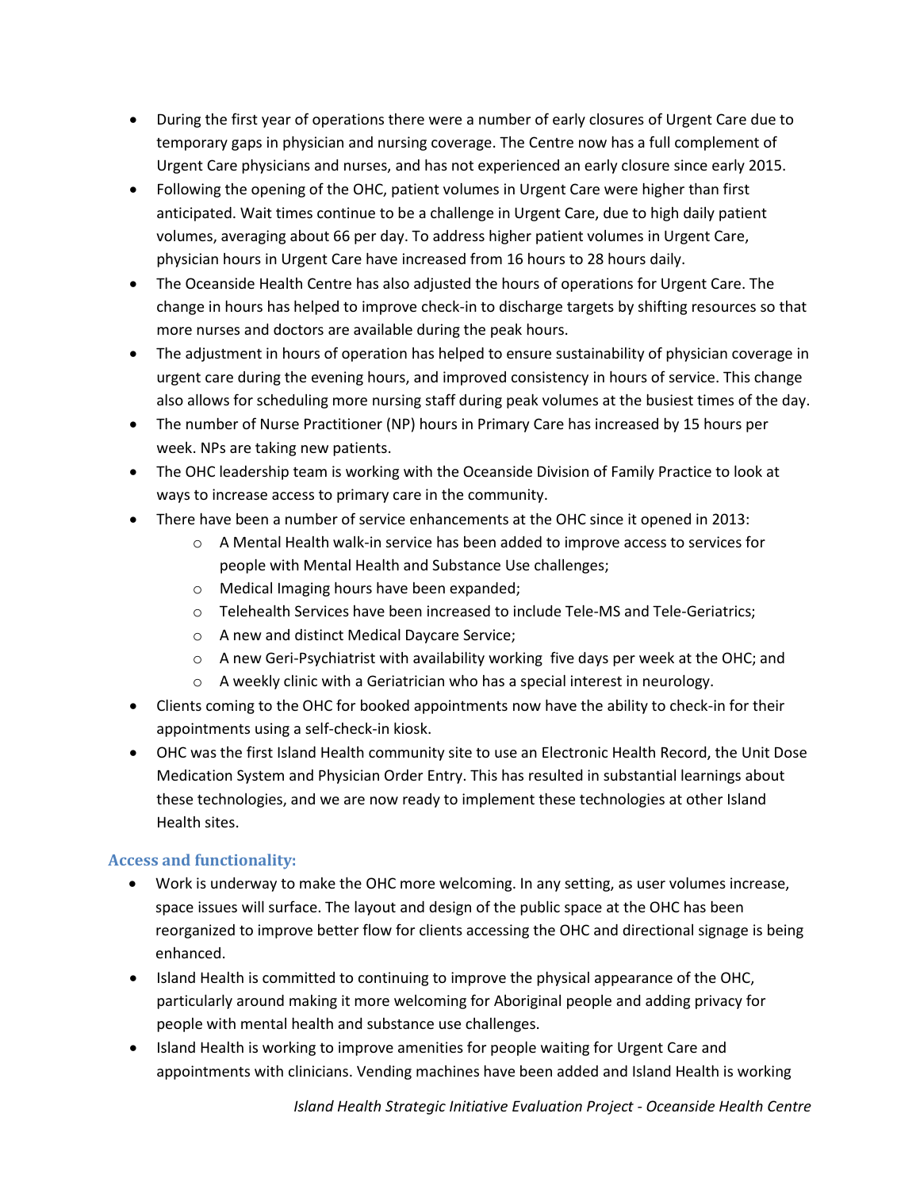- During the first year of operations there were a number of early closures of Urgent Care due to temporary gaps in physician and nursing coverage. The Centre now has a full complement of Urgent Care physicians and nurses, and has not experienced an early closure since early 2015.
- Following the opening of the OHC, patient volumes in Urgent Care were higher than first anticipated. Wait times continue to be a challenge in Urgent Care, due to high daily patient volumes, averaging about 66 per day. To address higher patient volumes in Urgent Care, physician hours in Urgent Care have increased from 16 hours to 28 hours daily.
- The Oceanside Health Centre has also adjusted the hours of operations for Urgent Care. The change in hours has helped to improve check-in to discharge targets by shifting resources so that more nurses and doctors are available during the peak hours.
- The adjustment in hours of operation has helped to ensure sustainability of physician coverage in urgent care during the evening hours, and improved consistency in hours of service. This change also allows for scheduling more nursing staff during peak volumes at the busiest times of the day.
- The number of Nurse Practitioner (NP) hours in Primary Care has increased by 15 hours per week. NPs are taking new patients.
- The OHC leadership team is working with the Oceanside Division of Family Practice to look at ways to increase access to primary care in the community.
- There have been a number of service enhancements at the OHC since it opened in 2013:
  - A Mental Health walk-in service has been added to improve access to services for people with Mental Health and Substance Use challenges;
  - Medical Imaging hours have been expanded;
  - Telehealth Services have been increased to include Tele-MS and Tele-Geriatrics;
  - A new and distinct Medical Daycare Service;
  - A new Geri-Psychiatrist with availability working five days per week at the OHC; and
  - A weekly clinic with a Geriatrician who has a special interest in neurology.
- Clients coming to the OHC for booked appointments now have the ability to check-in for their appointments using a self-check-in kiosk.
- OHC was the first Island Health community site to use an Electronic Health Record, the Unit Dose Medication System and Physician Order Entry. This has resulted in substantial learnings about these technologies, and we are now ready to implement these technologies at other Island Health sites.

### Access and functionality:

- Work is underway to make the OHC more welcoming. In any setting, as user volumes increase, space issues will surface. The layout and design of the public space at the OHC has been reorganized to improve better flow for clients accessing the OHC and directional signage is being enhanced.
- Island Health is committed to continuing to improve the physical appearance of the OHC, particularly around making it more welcoming for Aboriginal people and adding privacy for people with mental health and substance use challenges.
- Island Health is working to improve amenities for people waiting for Urgent Care and appointments with clinicians. Vending machines have been added and Island Health is working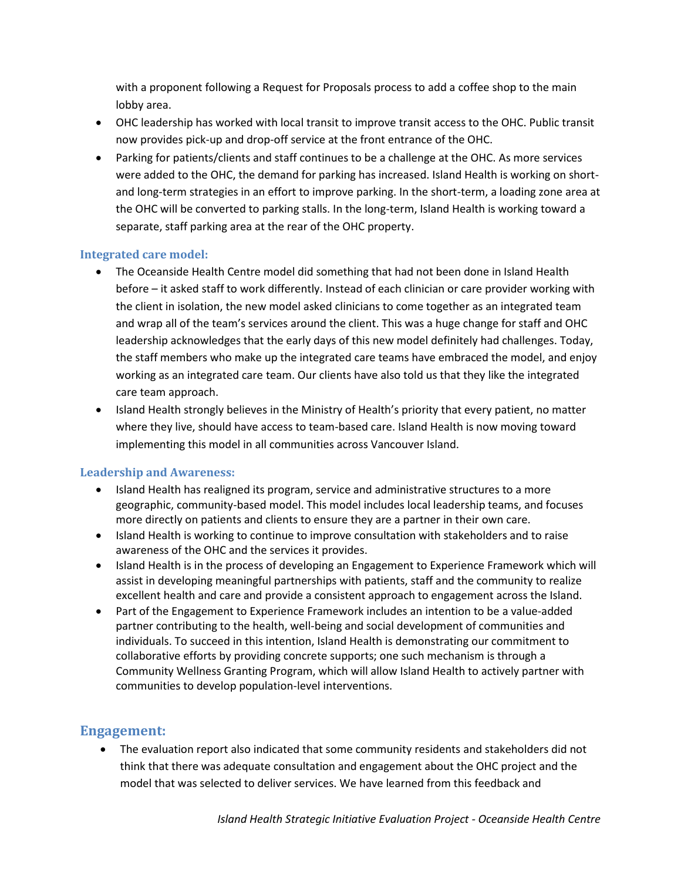with a proponent following a Request for Proposals process to add a coffee shop to the main lobby area.

- OHC leadership has worked with local transit to improve transit access to the OHC. Public transit now provides pick-up and drop-off service at the front entrance of the OHC.
- Parking for patients/clients and staff continues to be a challenge at the OHC. As more services were added to the OHC, the demand for parking has increased. Island Health is working on short- and long-term strategies in an effort to improve parking. In the short-term, a loading zone area at the OHC will be converted to parking stalls. In the long-term, Island Health is working toward a separate, staff parking area at the rear of the OHC property.

### Integrated care model:

- The Oceanside Health Centre model did something that had not been done in Island Health before – it asked staff to work differently. Instead of each clinician or care provider working with the client in isolation, the new model asked clinicians to come together as an integrated team and wrap all of the team's services around the client. This was a huge change for staff and OHC leadership acknowledges that the early days of this new model definitely had challenges. Today, the staff members who make up the integrated care teams have embraced the model, and enjoy working as an integrated care team. Our clients have also told us that they like the integrated care team approach.
- Island Health strongly believes in the Ministry of Health's priority that every patient, no matter where they live, should have access to team-based care. Island Health is now moving toward implementing this model in all communities across Vancouver Island.

### Leadership and Awareness:

- Island Health has realigned its program, service and administrative structures to a more geographic, community-based model. This model includes local leadership teams, and focuses more directly on patients and clients to ensure they are a partner in their own care.
- Island Health is working to continue to improve consultation with stakeholders and to raise awareness of the OHC and the services it provides.
- Island Health is in the process of developing an Engagement to Experience Framework which will assist in developing meaningful partnerships with patients, staff and the community to realize excellent health and care and provide a consistent approach to engagement across the Island.
- Part of the Engagement to Experience Framework includes an intention to be a value-added partner contributing to the health, well-being and social development of communities and individuals. To succeed in this intention, Island Health is demonstrating our commitment to collaborative efforts by providing concrete supports; one such mechanism is through a Community Wellness Granting Program, which will allow Island Health to actively partner with communities to develop population-level interventions.

## Engagement:

- The evaluation report also indicated that some community residents and stakeholders did not think that there was adequate consultation and engagement about the OHC project and the model that was selected to deliver services. We have learned from this feedback and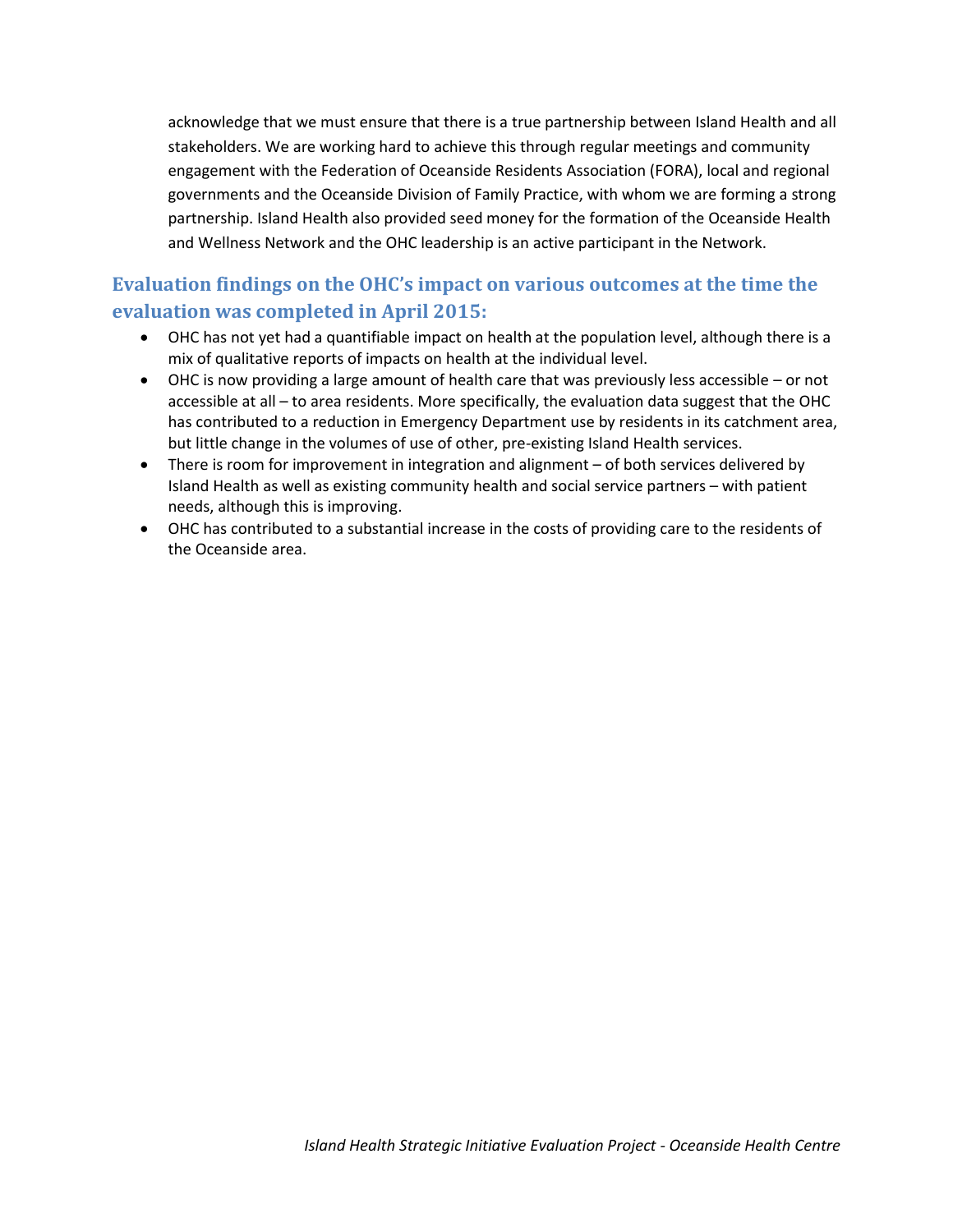acknowledge that we must ensure that there is a true partnership between Island Health and all stakeholders. We are working hard to achieve this through regular meetings and community engagement with the Federation of Oceanside Residents Association (FORA), local and regional governments and the Oceanside Division of Family Practice, with whom we are forming a strong partnership. Island Health also provided seed money for the formation of the Oceanside Health and Wellness Network and the OHC leadership is an active participant in the Network.

## Evaluation findings on the OHC's impact on various outcomes at the time the evaluation was completed in April 2015:

- OHC has not yet had a quantifiable impact on health at the population level, although there is a mix of qualitative reports of impacts on health at the individual level.
- OHC is now providing a large amount of health care that was previously less accessible – or not accessible at all – to area residents. More specifically, the evaluation data suggest that the OHC has contributed to a reduction in Emergency Department use by residents in its catchment area, but little change in the volumes of use of other, pre-existing Island Health services.
- There is room for improvement in integration and alignment – of both services delivered by Island Health as well as existing community health and social service partners – with patient needs, although this is improving.
- OHC has contributed to a substantial increase in the costs of providing care to the residents of the Oceanside area.